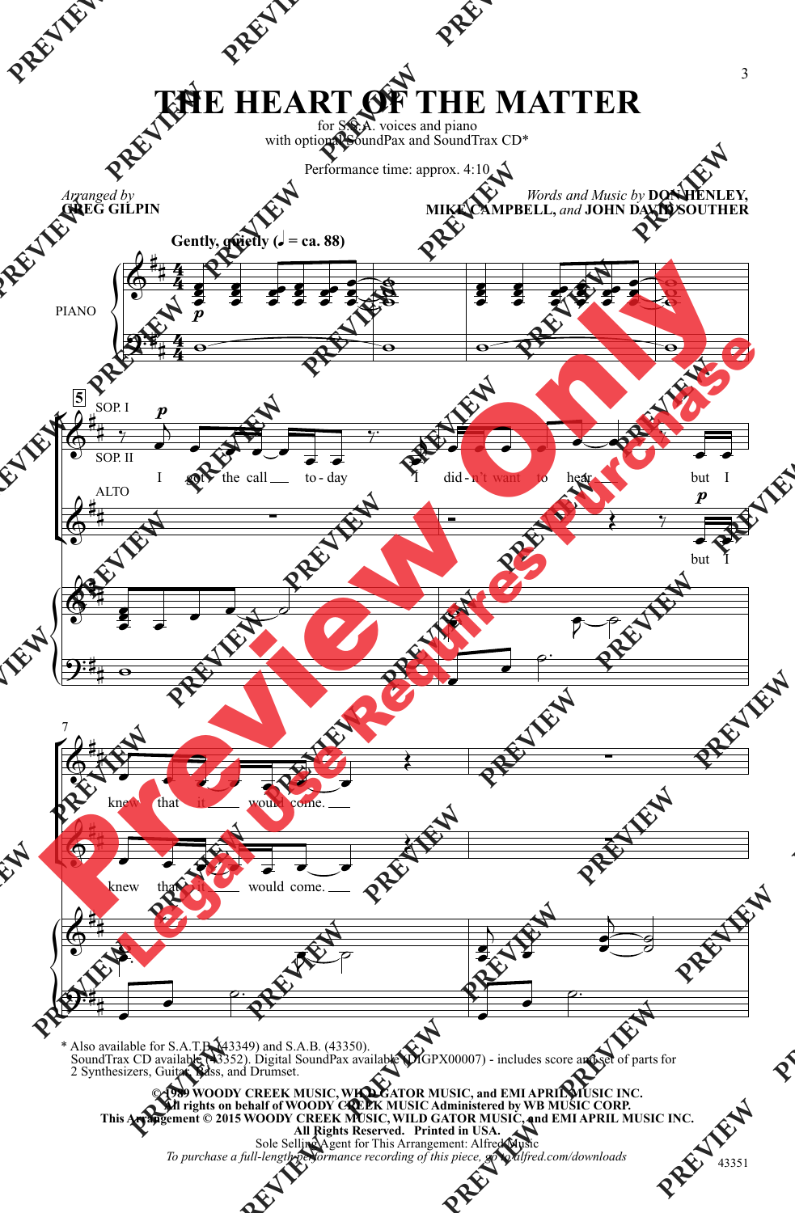# THE HEART OF THE MATTER

for S.S.A. voices and piano
with optional SoundPax and SoundTrax CD*

Performance time: approx. 4:10

*Arranged by*
**GREG GILPIN**

*Words and Music by* **DON HENLEY, MIKE CAMPBELL,** *and* **JOHN DAVID SOUTHER**

**Gently, quietly (♩ = ca. 88)**

PIANO

SOP. I
SOP. II
ALTO

I got the call to-day I did-n't want to hear but I knew that it would come.

\* Also available for S.A.T.B. (43349) and S.A.B. (43350).
SoundTrax CD available (43352). Digital SoundPax available (DIGPX00007) - includes score and set of parts for 2 Synthesizers, Guitar, Bass, and Drumset.

**© 1989 WOODY CREEK MUSIC, WILD GATOR MUSIC, and EMI APRIL MUSIC INC.**
**All rights on behalf of WOODY CREEK MUSIC Administered by WB MUSIC CORP.**
**This Arrangement © 2015 WOODY CREEK MUSIC, WILD GATOR MUSIC, and EMI APRIL MUSIC INC.**
**All Rights Reserved. Printed in USA.**
Sole Selling Agent for This Arrangement: Alfred Music
*To purchase a full-length performance recording of this piece, go to alfred.com/downloads*

43351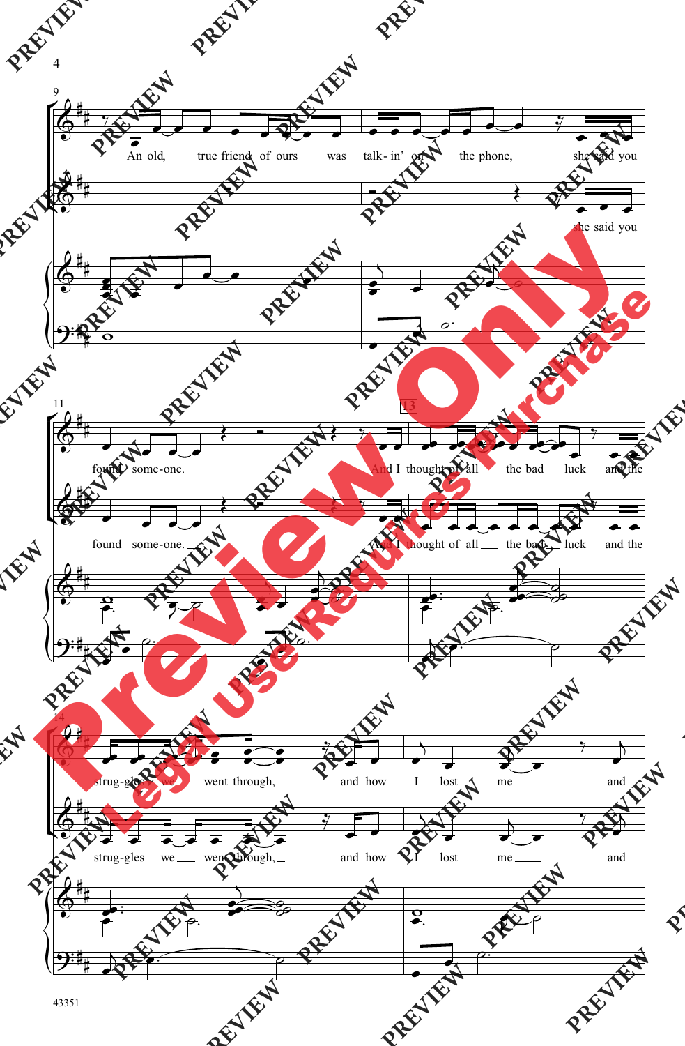An old, true friend of ours was talk-in' on the phone, she said you

she said you

found some-one.

found some-one.

13

And I thought of all the bad luck and the

And I thought of all the bad luck and the

strug-gles we went through, and how I lost me and

strug-gles we went through, and how I lost me and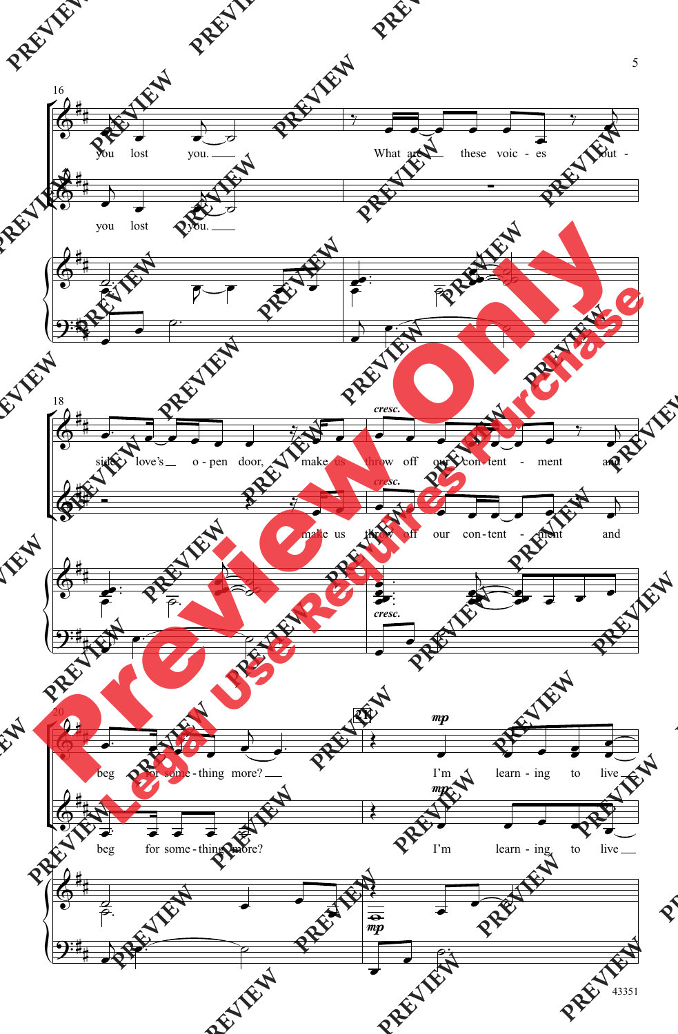16

you lost you. ___ What are ___ these voic - es out -

you lost you. ___

18

*cresc.*

side love's ___ o - pen door, make us throw off our con - tent - ment and

make us throw off our con - tent - ment and

20

21

*mp*

beg for some - thing more? ___ I'm learn - ing to live ___

beg for some - thing more? I'm learn - ing to live ___

43351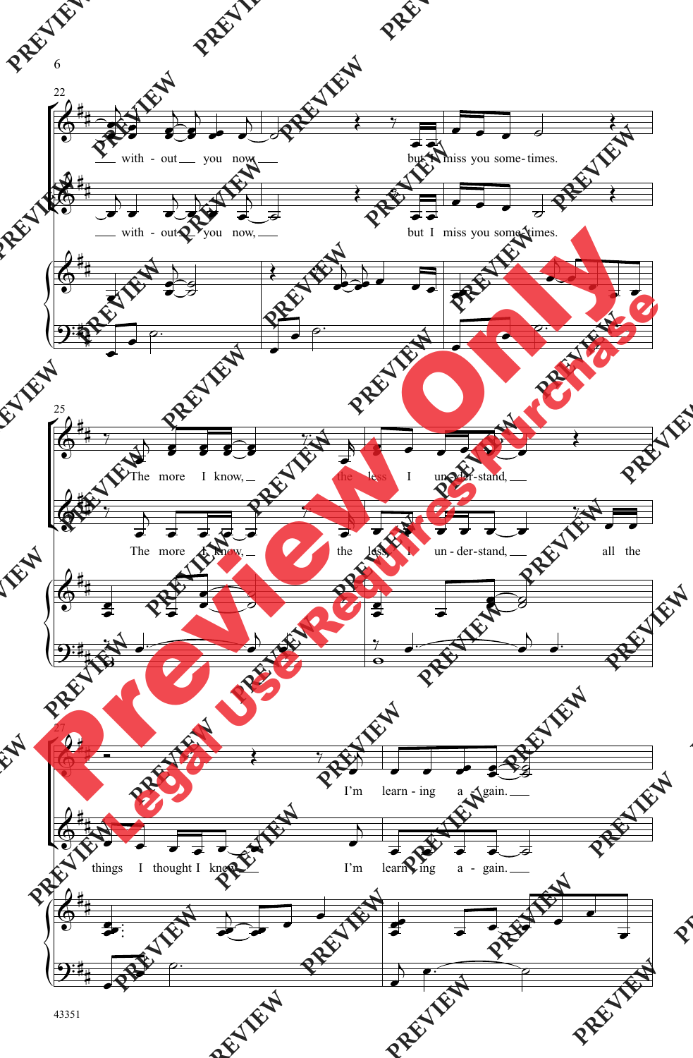22

with - out you now but I miss you some - times.

with - out you now, but I miss you some - times.

25

The more I know, the less I un - der - stand,

The more I know, the less I un - der - stand, all the

27

I'm learn - ing a - gain.

things I thought I knew I'm learn - ing a - gain.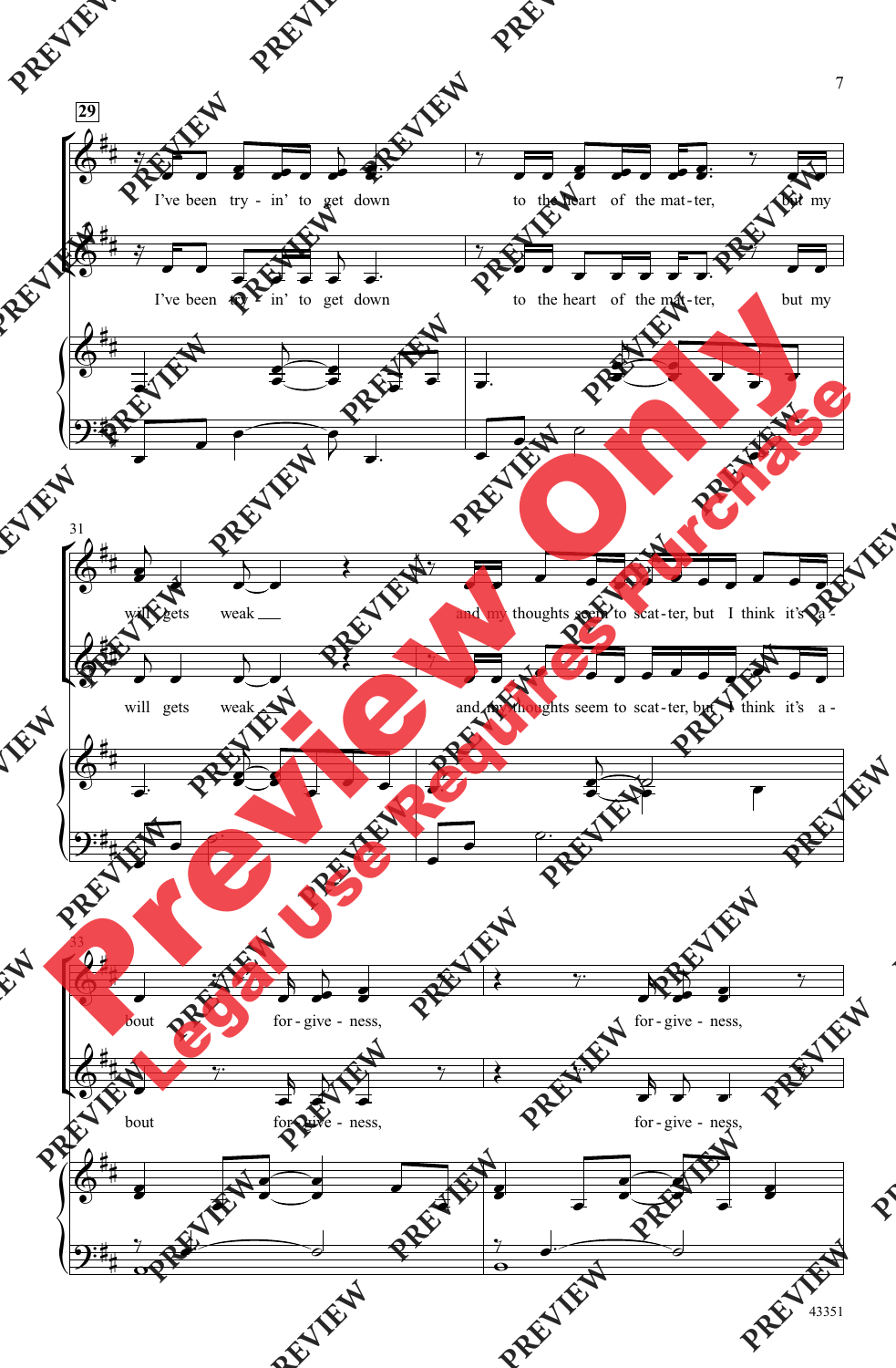29

I've been try - in' to get down to the heart of the mat - ter, but my

I've been try - in' to get down to the heart of the mat - ter, but my

31

will gets weak and my thoughts seem to scat - ter, but I think it's a -

will gets weak and my thoughts seem to scat - ter, but I think it's a -

33

bout for - give - ness, for - give - ness,

bout for - give - ness, for - give - ness,

Preview Only

Legal Use Requires Purchase

43351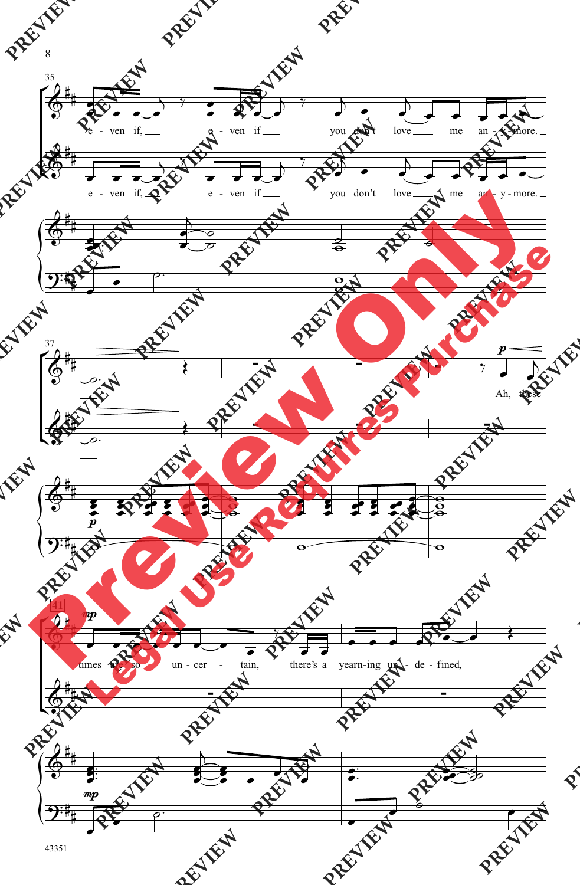35

e - ven if, e - ven if you don't love me an - y - more.

e - ven if, e - ven if you don't love me an - y - more.

37

*p*

Ah, these

41

*mp*

times are so un - cer - tain, there's a yearn-ing un - de - fined,

*mp*

Preview Only

Legal Use Requires Purchase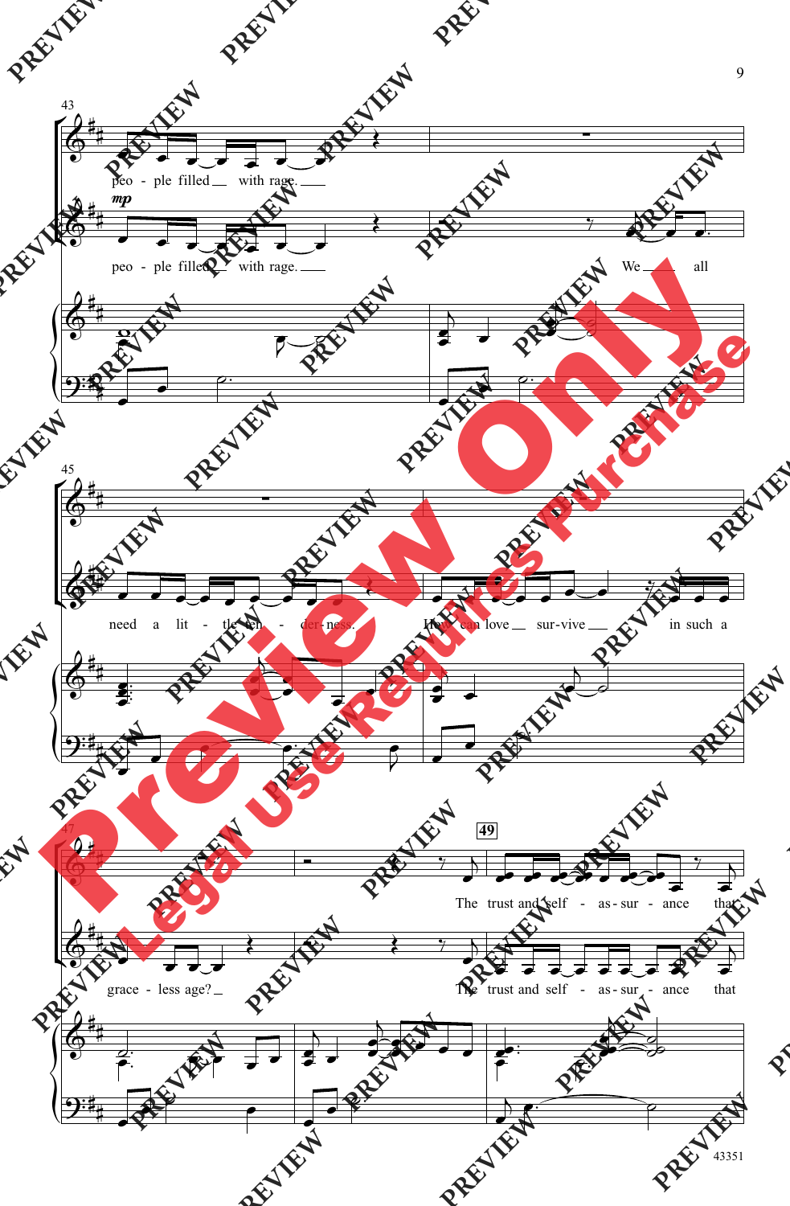43

peo - ple filled __ with rage. __

*mp*

peo - ple filled __ with rage. __

We __ all

45

need a lit - tle ten - der - ness.

How can love __ sur - vive __

in such a

47

grace - less age? __

49

The trust and self - as - sur - ance that

The trust and self - as - sur - ance that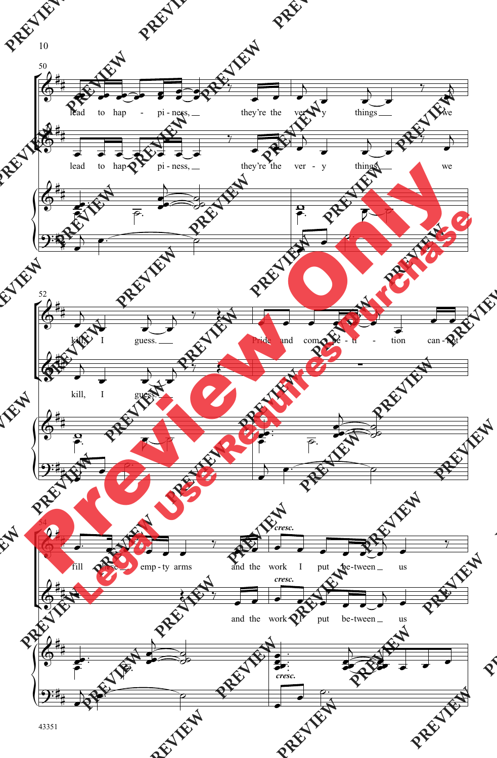50

lead to hap - pi - ness, they're the ver - y things we

lead to hap - pi - ness, they're the ver - y things we

52

kill, I guess. Pride and com - pe - ti - tion can - not

kill, I guess.

54

fill these emp - ty arms and the work I put be - tween us

*cresc.*

and the work I put be - tween us

*cresc.*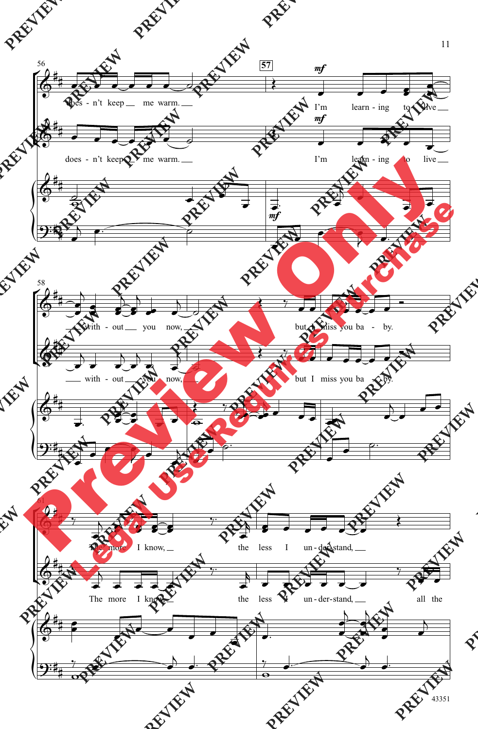56

57

*mf*

does - n't keep me warm. I'm learn - ing to live

does - n't keep me warm. I'm learn - ing to live

*mf*

58

with - out you now, but I miss you ba - by.

with - out you now, but I miss you ba - by.

61

The more I know, the less I un - der - stand,

The more I know, the less I un - der - stand, all the

43351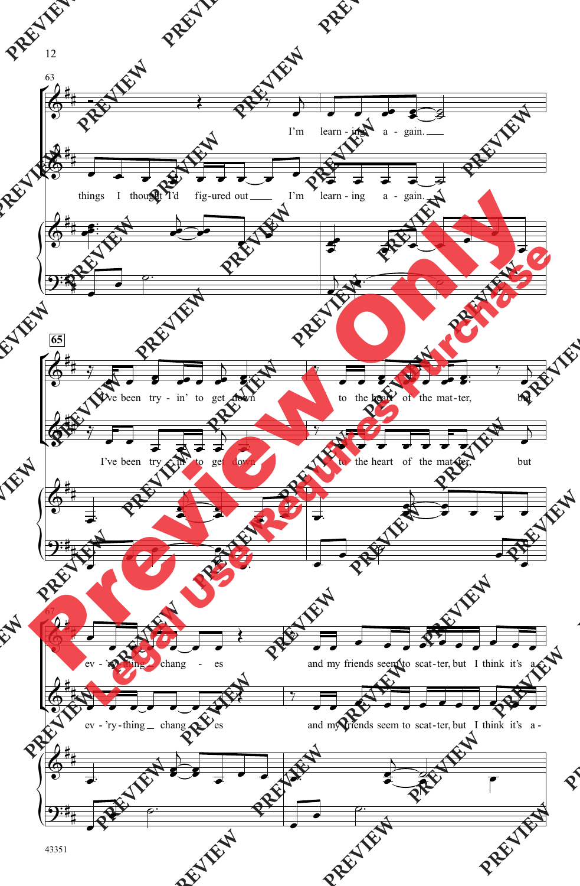63

I'm learn - ing a - gain.

things I thought I'd fig-ured out I'm learn - ing a - gain.

65

I've been try - in' to get down to the heart of the mat-ter, but

I've been try - in' to get down to the heart of the mat-ter, but

67

ev - 'ry-thing chang - es and my friends seem to scat-ter, but I think it's a -

ev - 'ry-thing chang - es and my friends seem to scat-ter, but I think it's a -

43351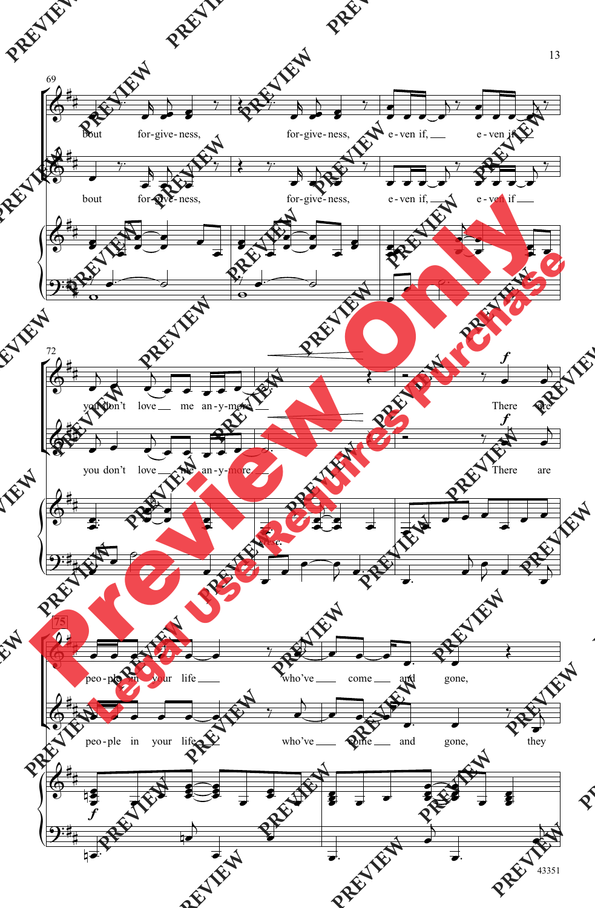69

bout for-give-ness, for-give-ness, e-ven if, e-ven if

bout for-give-ness, for-give-ness, e-ven if, e-ven if

72

you don't love me an-y-more

you don't love me an-y-more

There are

There are

75

peo-ple in your life who've come and gone,

peo-ple in your life who've come and gone, they

43351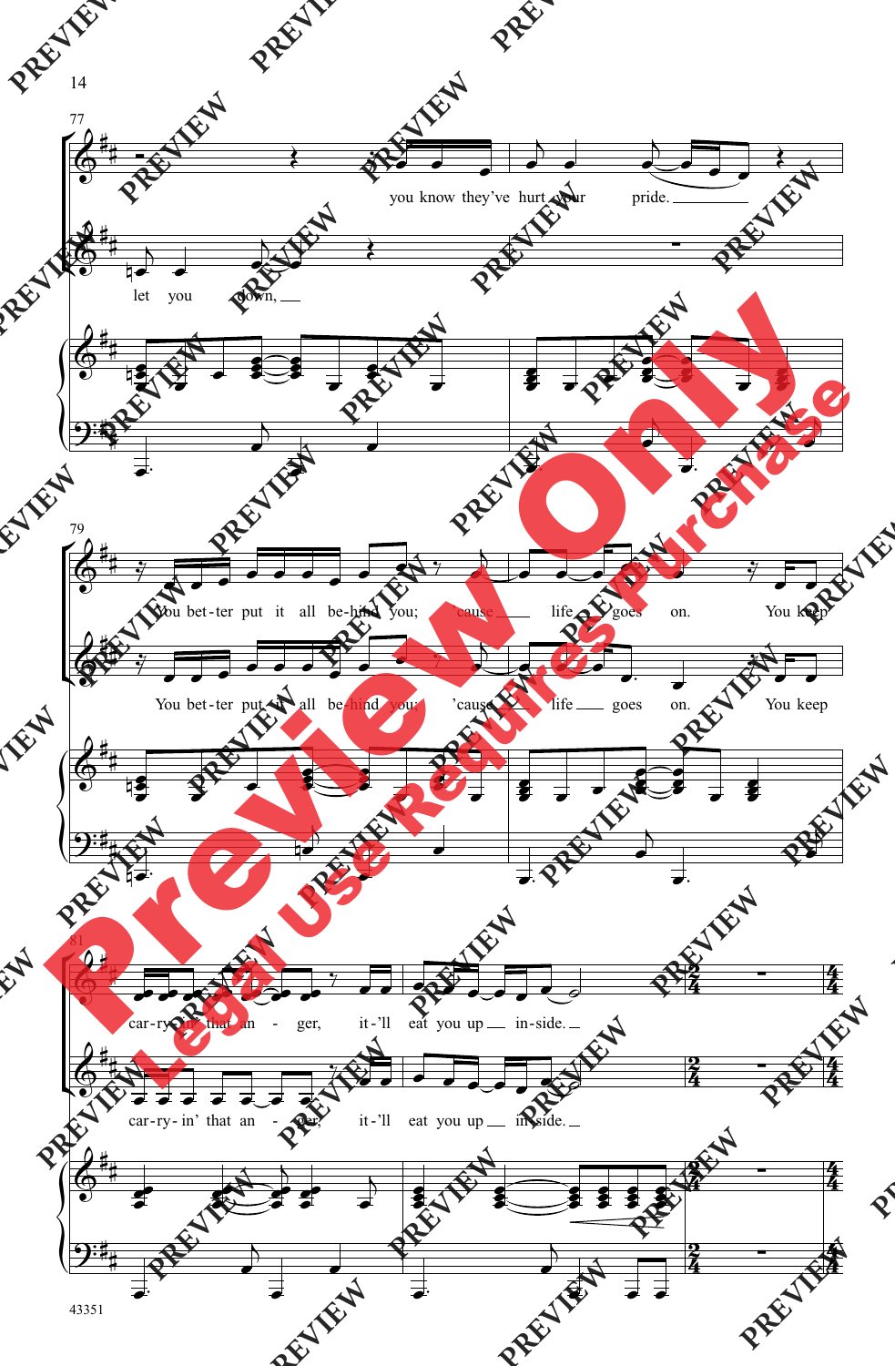77

you know they've hurt your pride.

let you down,

79

You bet-ter put it all be-hind you; 'cause life goes on. You keep

You bet-ter put it all be-hind you; 'cause life goes on. You keep

81

car-ry-in' that an - ger, it-'ll eat you up in-side.

car-ry-in' that an - ger, it-'ll eat you up in-side.

43351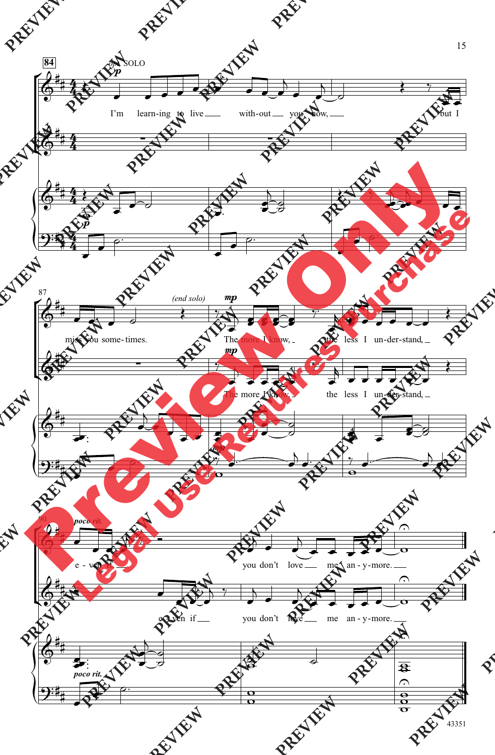84

SOLO

*p*

I'm learn-ing to live with-out you now, but I

*p*

87

(end solo)

*mp*

miss you some-times. The more I know, the less I un-der-stand,

*mp*

The more I know, the less I un-der-stand,

*mp*

90

*poco rit.*

e - ven if you don't love me an - y-more.

e - ven if you don't love me an - y-more.

*poco rit.*

43351